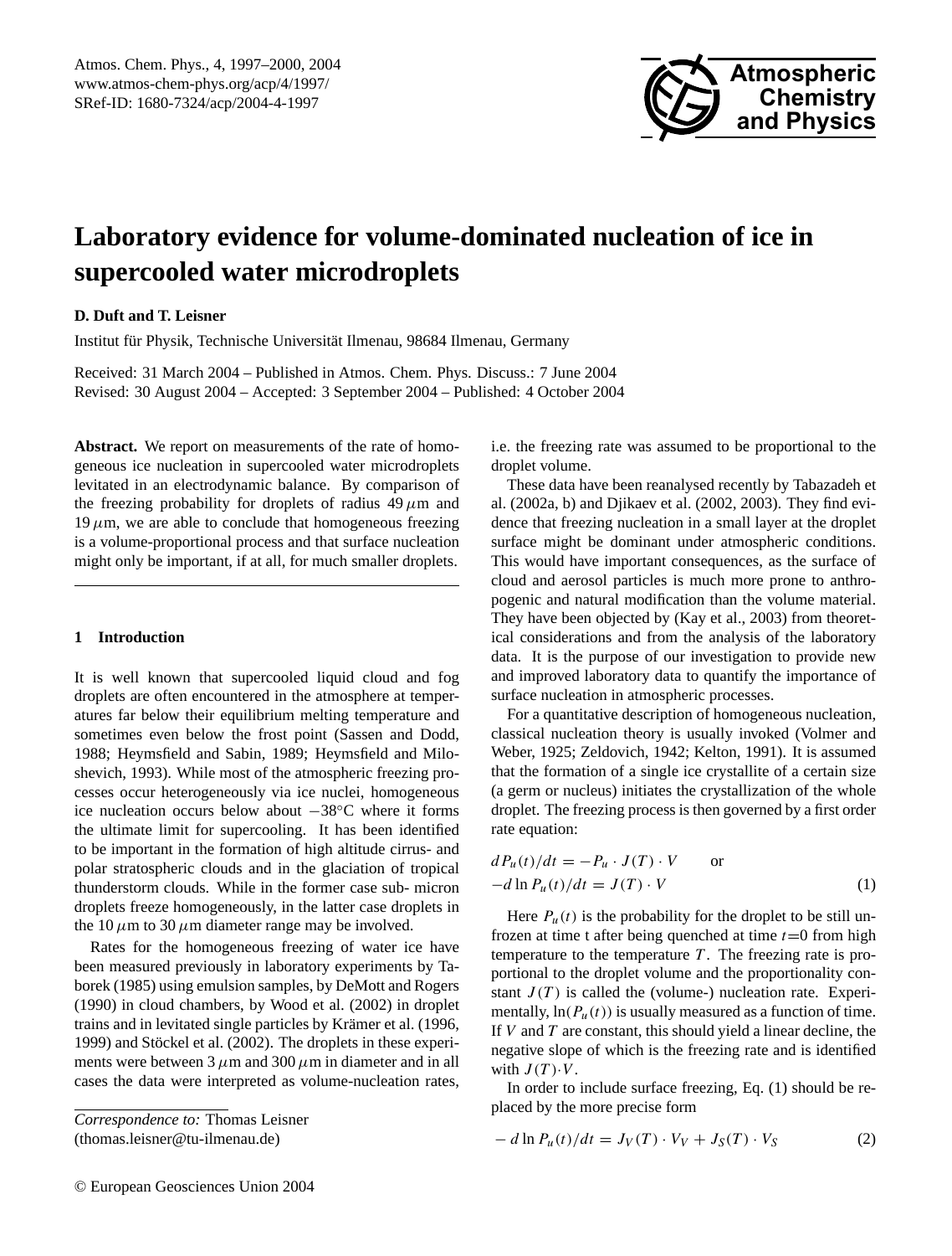# Laboratory evidence for volume-dominated nucleation of ice in supercooled water microdroplets

**D. Duft and T. Leisner**

Institut für Physik, Technische Universität Ilmenau, 98684 Ilmenau, Germany

Received: 31 March 2004 – Published in Atmos. Chem. Phys. Discuss.: 7 June 2004
Revised: 30 August 2004 – Accepted: 3 September 2004 – Published: 4 October 2004

**Abstract.** We report on measurements of the rate of homogeneous ice nucleation in supercooled water microdroplets levitated in an electrodynamic balance. By comparison of the freezing probability for droplets of radius 49 $\mu$m and 19 $\mu$m, we are able to conclude that homogeneous freezing is a volume-proportional process and that surface nucleation might only be important, if at all, for much smaller droplets.

## 1 Introduction

It is well known that supercooled liquid cloud and fog droplets are often encountered in the atmosphere at temperatures far below their equilibrium melting temperature and sometimes even below the frost point (Sassen and Dodd, 1988; Heymsfield and Sabin, 1989; Heymsfield and Miloshevich, 1993). While most of the atmospheric freezing processes occur heterogeneously via ice nuclei, homogeneous ice nucleation occurs below about $-38^\circ$C where it forms the ultimate limit for supercooling. It has been identified to be important in the formation of high altitude cirrus- and polar stratospheric clouds and in the glaciation of tropical thunderstorm clouds. While in the former case sub- micron droplets freeze homogeneously, in the latter case droplets in the 10 $\mu$m to 30 $\mu$m diameter range may be involved.

Rates for the homogeneous freezing of water ice have been measured previously in laboratory experiments by Taborek (1985) using emulsion samples, by DeMott and Rogers (1990) in cloud chambers, by Wood et al. (2002) in droplet trains and in levitated single particles by Krämer et al. (1996, 1999) and Stöckel et al. (2002). The droplets in these experiments were between 3 $\mu$m and 300 $\mu$m in diameter and in all cases the data were interpreted as volume-nucleation rates, i.e. the freezing rate was assumed to be proportional to the droplet volume.

These data have been reanalysed recently by Tabazadeh et al. (2002a, b) and Djikaev et al. (2002, 2003). They find evidence that freezing nucleation in a small layer at the droplet surface might be dominant under atmospheric conditions. This would have important consequences, as the surface of cloud and aerosol particles is much more prone to anthropogenic and natural modification than the volume material. They have been objected by (Kay et al., 2003) from theoretical considerations and from the analysis of the laboratory data. It is the purpose of our investigation to provide new and improved laboratory data to quantify the importance of surface nucleation in atmospheric processes.

For a quantitative description of homogeneous nucleation, classical nucleation theory is usually invoked (Volmer and Weber, 1925; Zeldovich, 1942; Kelton, 1991). It is assumed that the formation of a single ice crystallite of a certain size (a germ or nucleus) initiates the crystallization of the whole droplet. The freezing process is then governed by a first order rate equation:

$$dP_u(t)/dt = -P_u \cdot J(T) \cdot V \qquad \text{or}$$
$$-d\ln P_u(t)/dt = J(T) \cdot V \tag{1}$$

Here $P_u(t)$ is the probability for the droplet to be still unfrozen at time t after being quenched at time $t$=0 from high temperature to the temperature $T$. The freezing rate is proportional to the droplet volume and the proportionality constant $J(T)$ is called the (volume-) nucleation rate. Experimentally, $\ln(P_u(t))$ is usually measured as a function of time. If $V$ and $T$ are constant, this should yield a linear decline, the negative slope of which is the freezing rate and is identified with $J(T)\cdot V$.

In order to include surface freezing, Eq. (1) should be replaced by the more precise form

$$-d\ln P_u(t)/dt = J_V(T) \cdot V_V + J_S(T) \cdot V_S \tag{2}$$

---

*Correspondence to:* Thomas Leisner
(thomas.leisner@tu-ilmenau.de)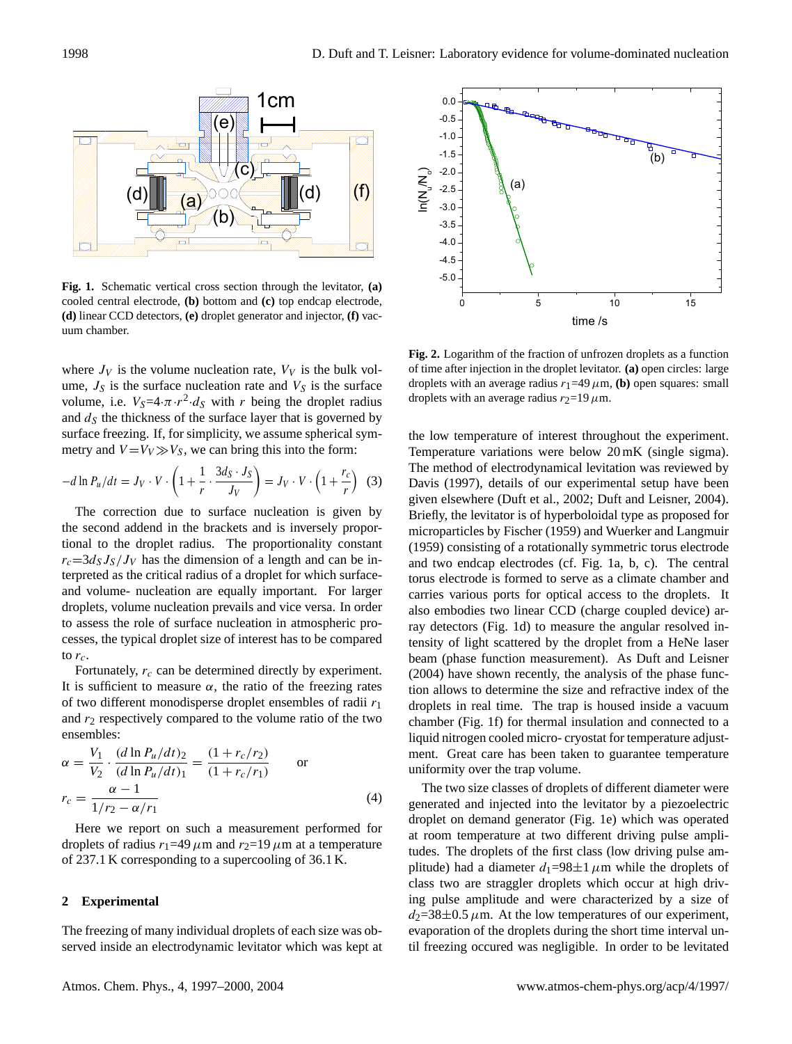**Fig. 1.** Schematic vertical cross section through the levitator, **(a)** cooled central electrode, **(b)** bottom and **(c)** top endcap electrode, **(d)** linear CCD detectors, **(e)** droplet generator and injector, **(f)** vacuum chamber.

where $J_V$ is the volume nucleation rate, $V_V$ is the bulk volume, $J_S$ is the surface nucleation rate and $V_S$ is the surface volume, i.e. $V_S=4\cdot\pi\cdot r^2\cdot d_S$ with $r$ being the droplet radius and $d_S$ the thickness of the surface layer that is governed by surface freezing. If, for simplicity, we assume spherical symmetry and $V=V_V \gg V_S$, we can bring this into the form:

$$-d\ln P_u/dt = J_V \cdot V \cdot \left(1+\frac{1}{r}\cdot\frac{3d_S\cdot J_S}{J_V}\right) = J_V \cdot V \cdot \left(1+\frac{r_c}{r}\right) \quad (3)$$

The correction due to surface nucleation is given by the second addend in the brackets and is inversely proportional to the droplet radius. The proportionality constant $r_c=3d_S J_S/J_V$ has the dimension of a length and can be interpreted as the critical radius of a droplet for which surface- and volume- nucleation are equally important. For larger droplets, volume nucleation prevails and vice versa. In order to assess the role of surface nucleation in atmospheric processes, the typical droplet size of interest has to be compared to $r_c$.

Fortunately, $r_c$ can be determined directly by experiment. It is sufficient to measure $\alpha$, the ratio of the freezing rates of two different monodisperse droplet ensembles of radii $r_1$ and $r_2$ respectively compared to the volume ratio of the two ensembles:

$$\alpha = \frac{V_1}{V_2}\cdot\frac{(d\ln P_u/dt)_2}{(d\ln P_u/dt)_1} = \frac{(1+r_c/r_2)}{(1+r_c/r_1)} \quad \text{or}$$

$$r_c = \frac{\alpha-1}{1/r_2-\alpha/r_1} \quad (4)$$

Here we report on such a measurement performed for droplets of radius $r_1$=49 $\mu$m and $r_2$=19 $\mu$m at a temperature of 237.1 K corresponding to a supercooling of 36.1 K.

## 2 Experimental

The freezing of many individual droplets of each size was observed inside an electrodynamic levitator which was kept at the low temperature of interest throughout the experiment. Temperature variations were below 20 mK (single sigma). The method of electrodynamical levitation was reviewed by Davis (1997), details of our experimental setup have been given elsewhere (Duft et al., 2002; Duft and Leisner, 2004). Briefly, the levitator is of hyperboloidal type as proposed for microparticles by Fischer (1959) and Wuerker and Langmuir (1959) consisting of a rotationally symmetric torus electrode and two endcap electrodes (cf. Fig. 1a, b, c). The central torus electrode is formed to serve as a climate chamber and carries various ports for optical access to the droplets. It also embodies two linear CCD (charge coupled device) array detectors (Fig. 1d) to measure the angular resolved intensity of light scattered by the droplet from a HeNe laser beam (phase function measurement). As Duft and Leisner (2004) have shown recently, the analysis of the phase function allows to determine the size and refractive index of the droplets in real time. The trap is housed inside a vacuum chamber (Fig. 1f) for thermal insulation and connected to a liquid nitrogen cooled micro- cryostat for temperature adjustment. Great care has been taken to guarantee temperature uniformity over the trap volume.

**Fig. 2.** Logarithm of the fraction of unfrozen droplets as a function of time after injection in the droplet levitator. **(a)** open circles: large droplets with an average radius $r_1$=49 $\mu$m, **(b)** open squares: small droplets with an average radius $r_2$=19 $\mu$m.

The two size classes of droplets of different diameter were generated and injected into the levitator by a piezoelectric droplet on demand generator (Fig. 1e) which was operated at room temperature at two different driving pulse amplitudes. The droplets of the first class (low driving pulse amplitude) had a diameter $d_1$=98±1 $\mu$m while the droplets of class two are straggler droplets which occur at high driving pulse amplitude and were characterized by a size of $d_2$=38±0.5 $\mu$m. At the low temperatures of our experiment, evaporation of the droplets during the short time interval until freezing occured was negligible. In order to be levitated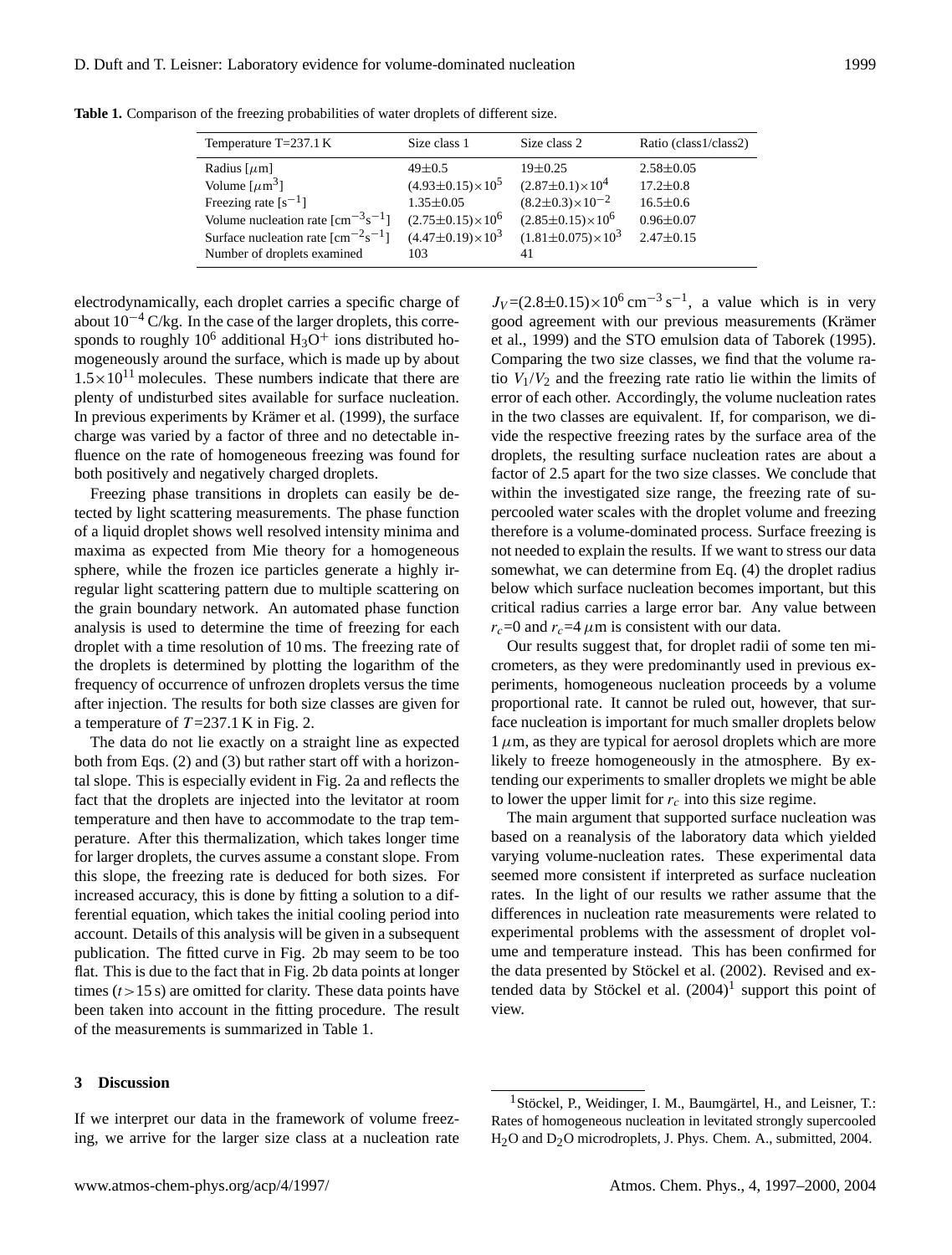**Table 1.** Comparison of the freezing probabilities of water droplets of different size.

| Temperature T=237.1 K | Size class 1 | Size class 2 | Ratio (class1/class2) |
|---|---|---|---|
| Radius [$\mu$m] | 49±0.5 | 19±0.25 | 2.58±0.05 |
| Volume [$\mu m^3$] | $(4.93\pm0.15)\times10^5$ | $(2.87\pm0.1)\times10^4$ | 17.2±0.8 |
| Freezing rate [$s^{-1}$] | 1.35±0.05 | $(8.2\pm0.3)\times10^{-2}$ | 16.5±0.6 |
| Volume nucleation rate [$cm^{-3}s^{-1}$] | $(2.75\pm0.15)\times10^6$ | $(2.85\pm0.15)\times10^6$ | 0.96±0.07 |
| Surface nucleation rate [$cm^{-2}s^{-1}$] | $(4.47\pm0.19)\times10^3$ | $(1.81\pm0.075)\times10^3$ | 2.47±0.15 |
| Number of droplets examined | 103 | 41 | |

electrodynamically, each droplet carries a specific charge of about $10^{-4}$ C/kg. In the case of the larger droplets, this corresponds to roughly $10^6$ additional $H_3O^+$ ions distributed homogeneously around the surface, which is made up by about $1.5\times10^{11}$ molecules. These numbers indicate that there are plenty of undisturbed sites available for surface nucleation. In previous experiments by Krämer et al. (1999), the surface charge was varied by a factor of three and no detectable influence on the rate of homogeneous freezing was found for both positively and negatively charged droplets.

Freezing phase transitions in droplets can easily be detected by light scattering measurements. The phase function of a liquid droplet shows well resolved intensity minima and maxima as expected from Mie theory for a homogeneous sphere, while the frozen ice particles generate a highly irregular light scattering pattern due to multiple scattering on the grain boundary network. An automated phase function analysis is used to determine the time of freezing for each droplet with a time resolution of 10 ms. The freezing rate of the droplets is determined by plotting the logarithm of the frequency of occurrence of unfrozen droplets versus the time after injection. The results for both size classes are given for a temperature of $T$=237.1 K in Fig. 2.

The data do not lie exactly on a straight line as expected both from Eqs. (2) and (3) but rather start off with a horizontal slope. This is especially evident in Fig. 2a and reflects the fact that the droplets are injected into the levitator at room temperature and then have to accommodate to the trap temperature. After this thermalization, which takes longer time for larger droplets, the curves assume a constant slope. From this slope, the freezing rate is deduced for both sizes. For increased accuracy, this is done by fitting a solution to a differential equation, which takes the initial cooling period into account. Details of this analysis will be given in a subsequent publication. The fitted curve in Fig. 2b may seem to be too flat. This is due to the fact that in Fig. 2b data points at longer times ($t>15$ s) are omitted for clarity. These data points have been taken into account in the fitting procedure. The result of the measurements is summarized in Table 1.

## 3 Discussion

If we interpret our data in the framework of volume freezing, we arrive for the larger size class at a nucleation rate $J_V=(2.8\pm0.15)\times10^6\,\mathrm{cm^{-3}\,s^{-1}}$, a value which is in very good agreement with our previous measurements (Krämer et al., 1999) and the STO emulsion data of Taborek (1995). Comparing the two size classes, we find that the volume ratio $V_1/V_2$ and the freezing rate ratio lie within the limits of error of each other. Accordingly, the volume nucleation rates in the two classes are equivalent. If, for comparison, we divide the respective freezing rates by the surface area of the droplets, the resulting surface nucleation rates are about a factor of 2.5 apart for the two size classes. We conclude that within the investigated size range, the freezing rate of supercooled water scales with the droplet volume and freezing therefore is a volume-dominated process. Surface freezing is not needed to explain the results. If we want to stress our data somewhat, we can determine from Eq. (4) the droplet radius below which surface nucleation becomes important, but this critical radius carries a large error bar. Any value between $r_c$=0 and $r_c$=4 $\mu$m is consistent with our data.

Our results suggest that, for droplet radii of some ten micrometers, as they were predominantly used in previous experiments, homogeneous nucleation proceeds by a volume proportional rate. It cannot be ruled out, however, that surface nucleation is important for much smaller droplets below 1 $\mu$m, as they are typical for aerosol droplets which are more likely to freeze homogeneously in the atmosphere. By extending our experiments to smaller droplets we might be able to lower the upper limit for $r_c$ into this size regime.

The main argument that supported surface nucleation was based on a reanalysis of the laboratory data which yielded varying volume-nucleation rates. These experimental data seemed more consistent if interpreted as surface nucleation rates. In the light of our results we rather assume that the differences in nucleation rate measurements were related to experimental problems with the assessment of droplet volume and temperature instead. This has been confirmed for the data presented by Stöckel et al. (2002). Revised and extended data by Stöckel et al. (2004)[1] support this point of view.

[1] Stöckel, P., Weidinger, I. M., Baumgärtel, H., and Leisner, T.: Rates of homogeneous nucleation in levitated strongly supercooled $H_2O$ and $D_2O$ microdroplets, J. Phys. Chem. A., submitted, 2004.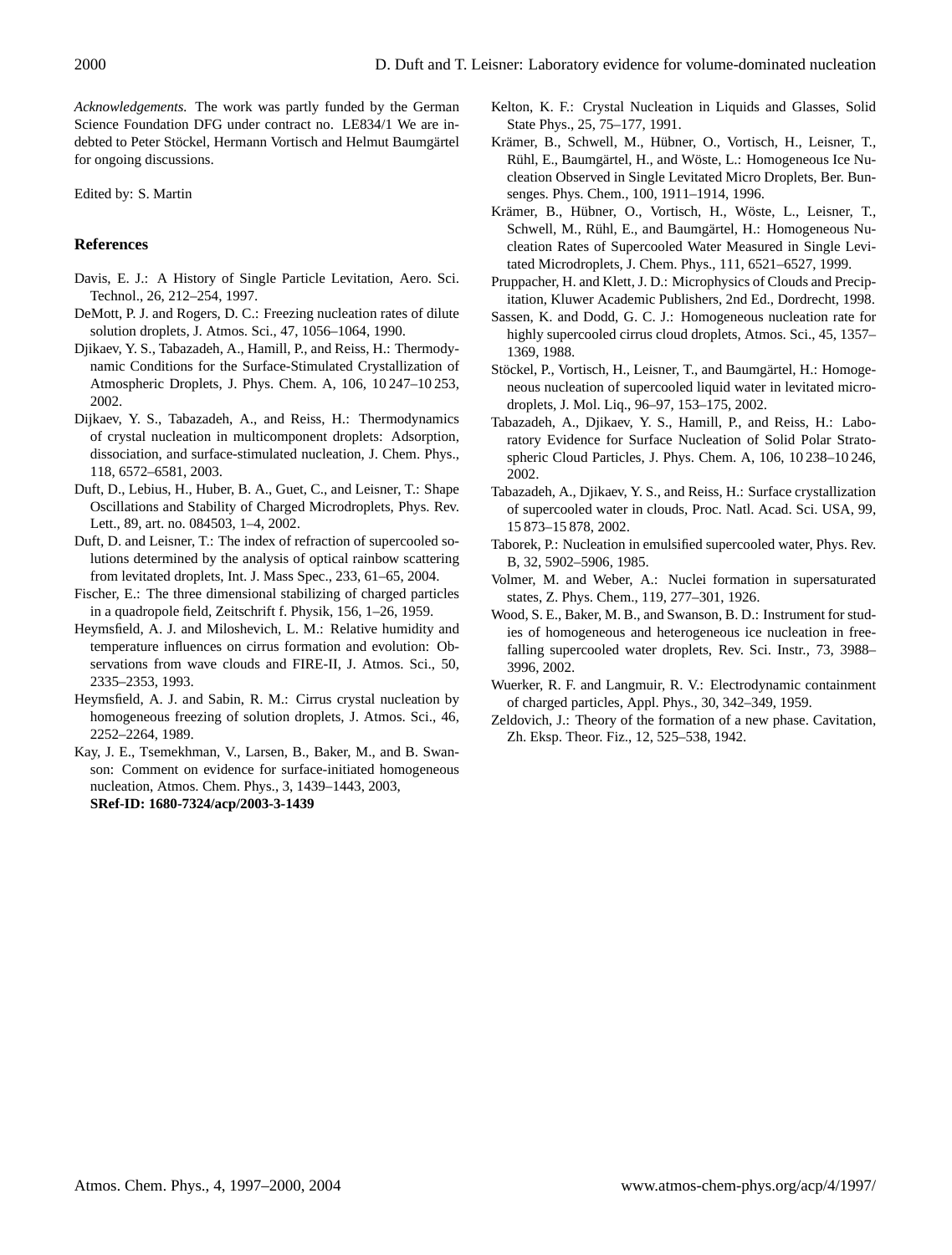*Acknowledgements.* The work was partly funded by the German Science Foundation DFG under contract no. LE834/1 We are indebted to Peter Stöckel, Hermann Vortisch and Helmut Baumgärtel for ongoing discussions.

Edited by: S. Martin

## References

Davis, E. J.: A History of Single Particle Levitation, Aero. Sci. Technol., 26, 212–254, 1997.

DeMott, P. J. and Rogers, D. C.: Freezing nucleation rates of dilute solution droplets, J. Atmos. Sci., 47, 1056–1064, 1990.

Djikaev, Y. S., Tabazadeh, A., Hamill, P., and Reiss, H.: Thermodynamic Conditions for the Surface-Stimulated Crystallization of Atmospheric Droplets, J. Phys. Chem. A, 106, 10 247–10 253, 2002.

Dijkaev, Y. S., Tabazadeh, A., and Reiss, H.: Thermodynamics of crystal nucleation in multicomponent droplets: Adsorption, dissociation, and surface-stimulated nucleation, J. Chem. Phys., 118, 6572–6581, 2003.

Duft, D., Lebius, H., Huber, B. A., Guet, C., and Leisner, T.: Shape Oscillations and Stability of Charged Microdroplets, Phys. Rev. Lett., 89, art. no. 084503, 1–4, 2002.

Duft, D. and Leisner, T.: The index of refraction of supercooled solutions determined by the analysis of optical rainbow scattering from levitated droplets, Int. J. Mass Spec., 233, 61–65, 2004.

Fischer, E.: The three dimensional stabilizing of charged particles in a quadropole field, Zeitschrift f. Physik, 156, 1–26, 1959.

Heymsfield, A. J. and Miloshevich, L. M.: Relative humidity and temperature influences on cirrus formation and evolution: Observations from wave clouds and FIRE-II, J. Atmos. Sci., 50, 2335–2353, 1993.

Heymsfield, A. J. and Sabin, R. M.: Cirrus crystal nucleation by homogeneous freezing of solution droplets, J. Atmos. Sci., 46, 2252–2264, 1989.

Kay, J. E., Tsemekhman, V., Larsen, B., Baker, M., and B. Swanson: Comment on evidence for surface-initiated homogeneous nucleation, Atmos. Chem. Phys., 3, 1439–1443, 2003, **SRef-ID: 1680-7324/acp/2003-3-1439**

Kelton, K. F.: Crystal Nucleation in Liquids and Glasses, Solid State Phys., 25, 75–177, 1991.

Krämer, B., Schwell, M., Hübner, O., Vortisch, H., Leisner, T., Rühl, E., Baumgärtel, H., and Wöste, L.: Homogeneous Ice Nucleation Observed in Single Levitated Micro Droplets, Ber. Bunsenges. Phys. Chem., 100, 1911–1914, 1996.

Krämer, B., Hübner, O., Vortisch, H., Wöste, L., Leisner, T., Schwell, M., Rühl, E., and Baumgärtel, H.: Homogeneous Nucleation Rates of Supercooled Water Measured in Single Levitated Microdroplets, J. Chem. Phys., 111, 6521–6527, 1999.

Pruppacher, H. and Klett, J. D.: Microphysics of Clouds and Precipitation, Kluwer Academic Publishers, 2nd Ed., Dordrecht, 1998.

Sassen, K. and Dodd, G. C. J.: Homogeneous nucleation rate for highly supercooled cirrus cloud droplets, Atmos. Sci., 45, 1357–1369, 1988.

Stöckel, P., Vortisch, H., Leisner, T., and Baumgärtel, H.: Homogeneous nucleation of supercooled liquid water in levitated microdroplets, J. Mol. Liq., 96–97, 153–175, 2002.

Tabazadeh, A., Djikaev, Y. S., Hamill, P., and Reiss, H.: Laboratory Evidence for Surface Nucleation of Solid Polar Stratospheric Cloud Particles, J. Phys. Chem. A, 106, 10 238–10 246, 2002.

Tabazadeh, A., Djikaev, Y. S., and Reiss, H.: Surface crystallization of supercooled water in clouds, Proc. Natl. Acad. Sci. USA, 99, 15 873–15 878, 2002.

Taborek, P.: Nucleation in emulsified supercooled water, Phys. Rev. B, 32, 5902–5906, 1985.

Volmer, M. and Weber, A.: Nuclei formation in supersaturated states, Z. Phys. Chem., 119, 277–301, 1926.

Wood, S. E., Baker, M. B., and Swanson, B. D.: Instrument for studies of homogeneous and heterogeneous ice nucleation in free-falling supercooled water droplets, Rev. Sci. Instr., 73, 3988–3996, 2002.

Wuerker, R. F. and Langmuir, R. V.: Electrodynamic containment of charged particles, Appl. Phys., 30, 342–349, 1959.

Zeldovich, J.: Theory of the formation of a new phase. Cavitation, Zh. Eksp. Theor. Fiz., 12, 525–538, 1942.